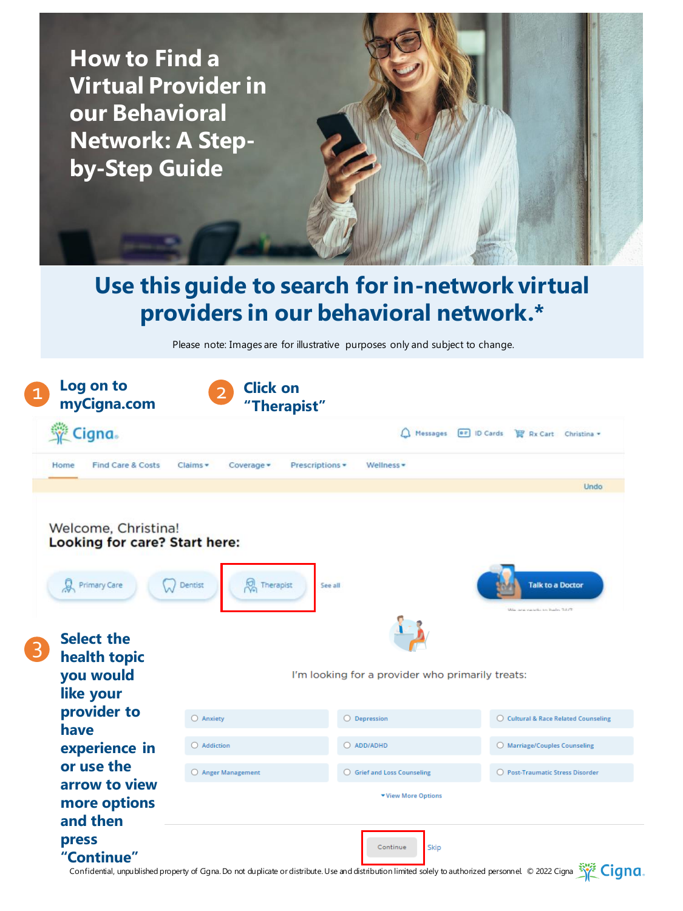# How to Find a Virtual Provider in our Behavioral Network: A Step-by-Step Guide

## Use this guide to search for in-network virtual providers in our behavioral network.*

Please note: Images are for illustrative purposes only and subject to change.

**1 Log on to myCigna.com**

**2 Click on "Therapist"**

Cigna

Messages | ID Cards | Rx Cart | Christina

Home | Find Care & Costs | Claims | Coverage | Prescriptions | Wellness

Undo

Welcome, Christina!
**Looking for care? Start here:**

Primary Care | Dentist | Therapist | See all

Talk to a Doctor

**3 Select the health topic you would like your provider to have experience in or use the arrow to view more options and then press "Continue"**

I'm looking for a provider who primarily treats:

| | | |
|---|---|---|
| Anxiety | Depression | Cultural & Race Related Counseling |
| Addiction | ADD/ADHD | Marriage/Couples Counseling |
| Anger Management | Grief and Loss Counseling | Post-Traumatic Stress Disorder |

View More Options

Continue | Skip

Confidential, unpublished property of Cigna. Do not duplicate or distribute. Use and distribution limited solely to authorized personnel. © 2022 Cigna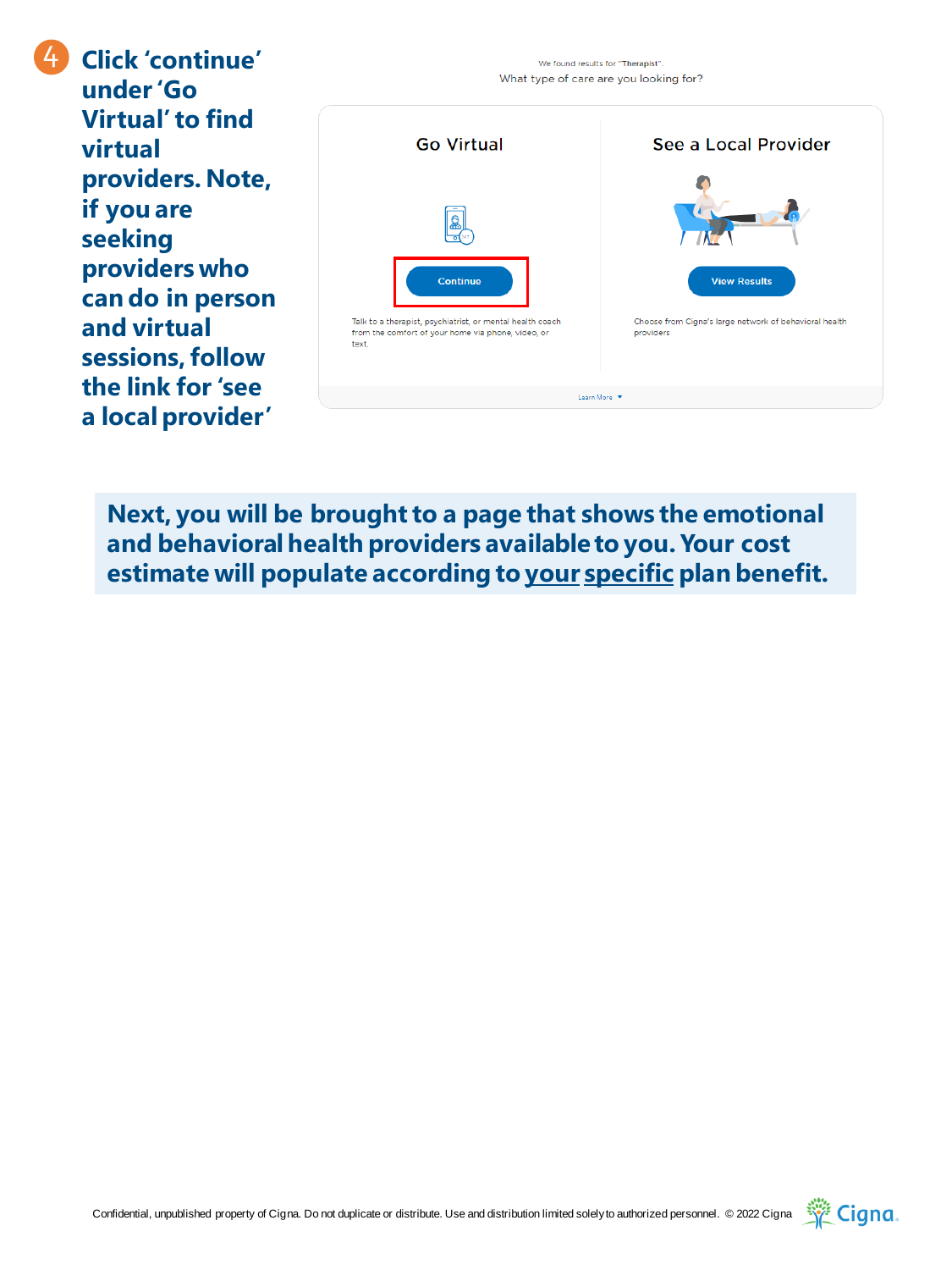**4** **Click 'continue' under 'Go Virtual' to find virtual providers. Note, if you are seeking providers who can do in person and virtual sessions, follow the link for 'see a local provider'**

We found results for "Therapist".

What type of care are you looking for?

**Go Virtual**

Continue

Talk to a therapist, psychiatrist, or mental health coach from the comfort of your home via phone, video, or text.

**See a Local Provider**

View Results

Choose from Cigna's large network of behavioral health providers

Learn More

**Next, you will be brought to a page that shows the emotional and behavioral health providers available to you. Your cost estimate will populate according to your specific plan benefit.**

Confidential, unpublished property of Cigna. Do not duplicate or distribute. Use and distribution limited solely to authorized personnel. © 2022 Cigna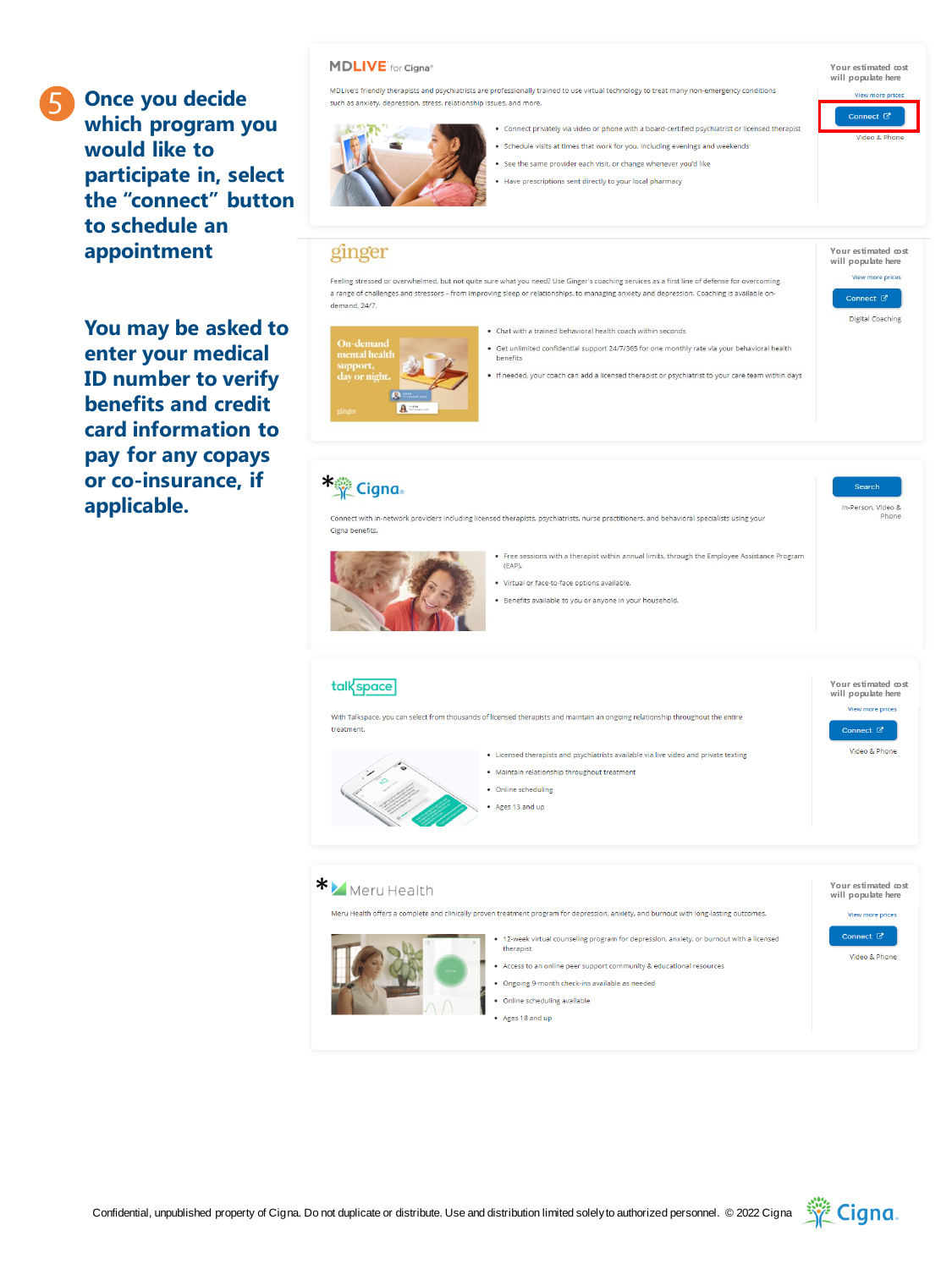## 5 Once you decide which program you would like to participate in, select the "connect" button to schedule an appointment

**You may be asked to enter your medical ID number to verify benefits and credit card information to pay for any copays or co-insurance, if applicable.**

### MDLIVE for Cigna®

MDLive's friendly therapists and psychiatrists are professionally trained to use virtual technology to treat many non-emergency conditions such as anxiety, depression, stress, relationship issues, and more.

- Connect privately via video or phone with a board-certified psychiatrist or licensed therapist
- Schedule visits at times that work for you, including evenings and weekends
- See the same provider each visit, or change whenever you'd like
- Have prescriptions sent directly to your local pharmacy

Your estimated cost will populate here
View more prices
Connect
Video & Phone

### ginger

Feeling stressed or overwhelmed, but not quite sure what you need? Use Ginger's coaching services as a first line of defense for overcoming a range of challenges and stressors – from improving sleep or relationships, to managing anxiety and depression. Coaching is available on-demand, 24/7.

On-demand mental health support, day or night.

- Chat with a trained behavioral health coach within seconds
- Get unlimited confidential support 24/7/365 for one monthly rate via your behavioral health benefits
- If needed, your coach can add a licensed therapist or psychiatrist to your care team within days

Your estimated cost will populate here
View more prices
Connect
Digital Coaching

### * Cigna

Connect with in-network providers including licensed therapists, psychiatrists, nurse practitioners, and behavioral specialists using your Cigna benefits.

- Free sessions with a therapist within annual limits, through the Employee Assistance Program (EAP).
- Virtual or face-to-face options available.
- Benefits available to you or anyone in your household.

Search
In-Person, Video & Phone

### talkspace

With Talkspace, you can select from thousands of licensed therapists and maintain an ongoing relationship throughout the entire treatment.

- Licensed therapists and psychiatrists available via live video and private texting
- Maintain relationship throughout treatment
- Online scheduling
- Ages 13 and up

Your estimated cost will populate here
View more prices
Connect
Video & Phone

### * Meru Health

Meru Health offers a complete and clinically proven treatment program for depression, anxiety, and burnout with long-lasting outcomes.

- 12-week virtual counseling program for depression, anxiety, or burnout with a licensed therapist
- Access to an online peer support community & educational resources
- Ongoing 9-month check-ins available as needed
- Online scheduling available
- Ages 18 and up

Your estimated cost will populate here
View more prices
Connect
Video & Phone

Confidential, unpublished property of Cigna. Do not duplicate or distribute. Use and distribution limited solely to authorized personnel. © 2022 Cigna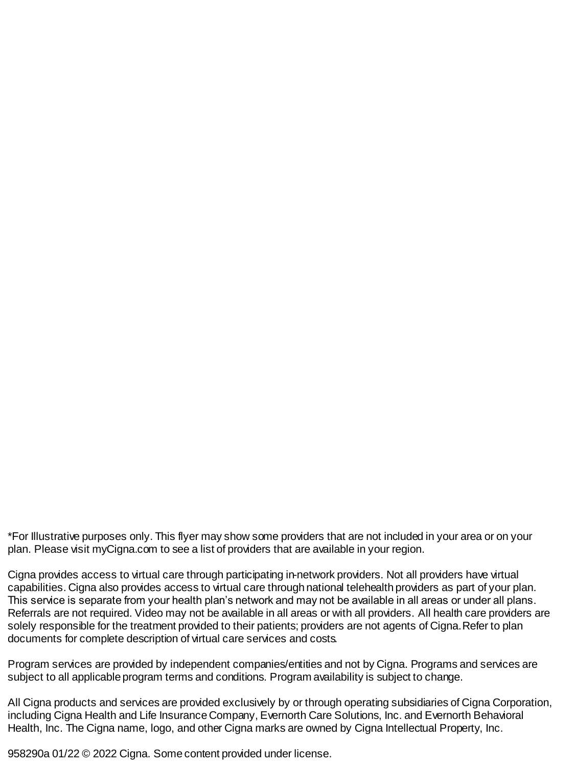*For Illustrative purposes only. This flyer may show some providers that are not included in your area or on your plan. Please visit myCigna.com to see a list of providers that are available in your region.

Cigna provides access to virtual care through participating in-network providers. Not all providers have virtual capabilities. Cigna also provides access to virtual care through national telehealth providers as part of your plan. This service is separate from your health plan's network and may not be available in all areas or under all plans. Referrals are not required. Video may not be available in all areas or with all providers. All health care providers are solely responsible for the treatment provided to their patients; providers are not agents of Cigna. Refer to plan documents for complete description of virtual care services and costs.

Program services are provided by independent companies/entities and not by Cigna. Programs and services are subject to all applicable program terms and conditions. Program availability is subject to change.

All Cigna products and services are provided exclusively by or through operating subsidiaries of Cigna Corporation, including Cigna Health and Life Insurance Company, Evernorth Care Solutions, Inc. and Evernorth Behavioral Health, Inc. The Cigna name, logo, and other Cigna marks are owned by Cigna Intellectual Property, Inc.

958290a 01/22 © 2022 Cigna. Some content provided under license.